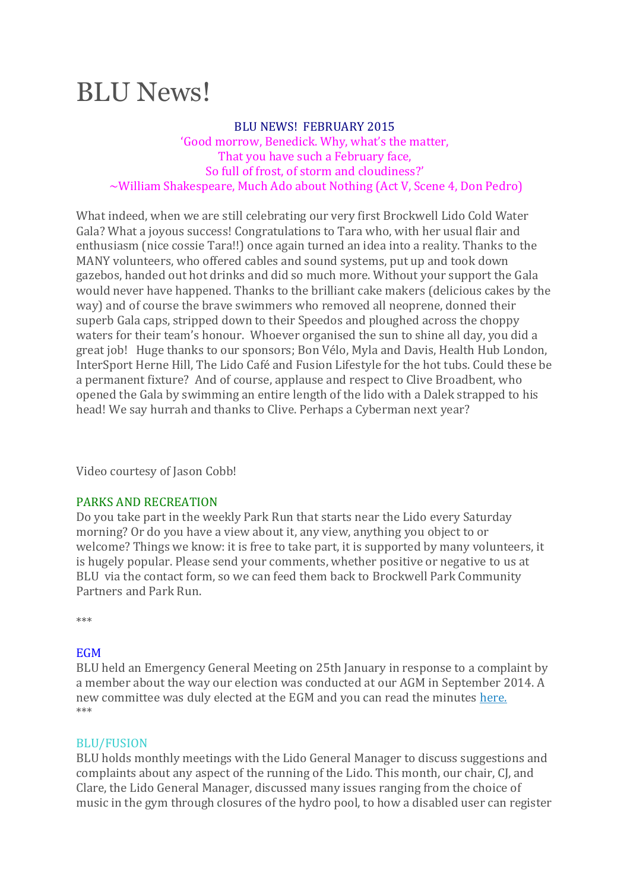# BLU News!

BLU NEWS!  FEBRUARY 2015

'Good morrow, Benedick. Why, what's the matter,
That you have such a February face,
So full of frost, of storm and cloudiness?'
~William Shakespeare, Much Ado about Nothing (Act V, Scene 4, Don Pedro)

What indeed, when we are still celebrating our very first Brockwell Lido Cold Water Gala? What a joyous success! Congratulations to Tara who, with her usual flair and enthusiasm (nice cossie Tara!!) once again turned an idea into a reality. Thanks to the MANY volunteers, who offered cables and sound systems, put up and took down gazebos, handed out hot drinks and did so much more. Without your support the Gala would never have happened. Thanks to the brilliant cake makers (delicious cakes by the way) and of course the brave swimmers who removed all neoprene, donned their superb Gala caps, stripped down to their Speedos and ploughed across the choppy waters for their team's honour.  Whoever organised the sun to shine all day, you did a great job!   Huge thanks to our sponsors; Bon Vélo, Myla and Davis, Health Hub London, InterSport Herne Hill, The Lido Café and Fusion Lifestyle for the hot tubs. Could these be a permanent fixture?  And of course, applause and respect to Clive Broadbent, who opened the Gala by swimming an entire length of the lido with a Dalek strapped to his head! We say hurrah and thanks to Clive. Perhaps a Cyberman next year?

Video courtesy of Jason Cobb!

## PARKS AND RECREATION

Do you take part in the weekly Park Run that starts near the Lido every Saturday morning? Or do you have a view about it, any view, anything you object to or welcome? Things we know: it is free to take part, it is supported by many volunteers, it is hugely popular. Please send your comments, whether positive or negative to us at BLU  via the contact form, so we can feed them back to Brockwell Park Community Partners and Park Run.

***

## EGM

BLU held an Emergency General Meeting on 25th January in response to a complaint by a member about the way our election was conducted at our AGM in September 2014. A new committee was duly elected at the EGM and you can read the minutes here.

***

## BLU/FUSION

BLU holds monthly meetings with the Lido General Manager to discuss suggestions and complaints about any aspect of the running of the Lido. This month, our chair, CJ, and Clare, the Lido General Manager, discussed many issues ranging from the choice of music in the gym through closures of the hydro pool, to how a disabled user can register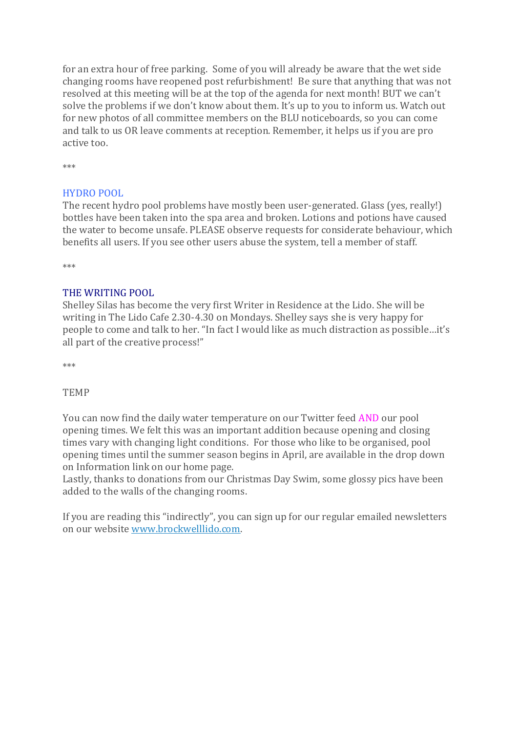for an extra hour of free parking. Some of you will already be aware that the wet side changing rooms have reopened post refurbishment! Be sure that anything that was not resolved at this meeting will be at the top of the agenda for next month! BUT we can't solve the problems if we don't know about them. It's up to you to inform us. Watch out for new photos of all committee members on the BLU noticeboards, so you can come and talk to us OR leave comments at reception. Remember, it helps us if you are pro active too.

***

## HYDRO POOL

The recent hydro pool problems have mostly been user-generated. Glass (yes, really!) bottles have been taken into the spa area and broken. Lotions and potions have caused the water to become unsafe. PLEASE observe requests for considerate behaviour, which benefits all users. If you see other users abuse the system, tell a member of staff.

***

## THE WRITING POOL

Shelley Silas has become the very first Writer in Residence at the Lido. She will be writing in The Lido Cafe 2.30-4.30 on Mondays. Shelley says she is very happy for people to come and talk to her. "In fact I would like as much distraction as possible…it's all part of the creative process!"

***

## TEMP

You can now find the daily water temperature on our Twitter feed AND our pool opening times. We felt this was an important addition because opening and closing times vary with changing light conditions. For those who like to be organised, pool opening times until the summer season begins in April, are available in the drop down on Information link on our home page.
Lastly, thanks to donations from our Christmas Day Swim, some glossy pics have been added to the walls of the changing rooms.

If you are reading this "indirectly", you can sign up for our regular emailed newsletters on our website [www.brockwelllido.com](http://www.brockwelllido.com).